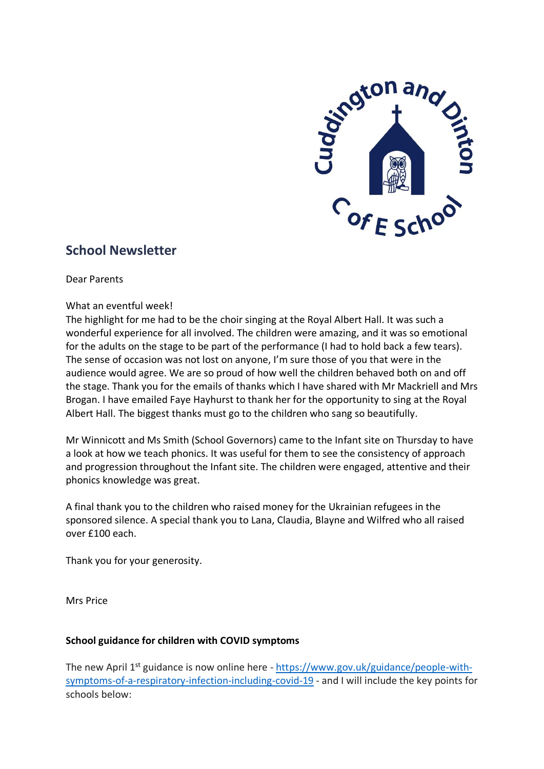## School Newsletter

Dear Parents

What an eventful week!

The highlight for me had to be the choir singing at the Royal Albert Hall. It was such a wonderful experience for all involved. The children were amazing, and it was so emotional for the adults on the stage to be part of the performance (I had to hold back a few tears). The sense of occasion was not lost on anyone, I'm sure those of you that were in the audience would agree. We are so proud of how well the children behaved both on and off the stage. Thank you for the emails of thanks which I have shared with Mr Mackriell and Mrs Brogan. I have emailed Faye Hayhurst to thank her for the opportunity to sing at the Royal Albert Hall. The biggest thanks must go to the children who sang so beautifully.

Mr Winnicott and Ms Smith (School Governors) came to the Infant site on Thursday to have a look at how we teach phonics. It was useful for them to see the consistency of approach and progression throughout the Infant site. The children were engaged, attentive and their phonics knowledge was great.

A final thank you to the children who raised money for the Ukrainian refugees in the sponsored silence. A special thank you to Lana, Claudia, Blayne and Wilfred who all raised over £100 each.

Thank you for your generosity.

Mrs Price

**School guidance for children with COVID symptoms**

The new April 1st guidance is now online here - https://www.gov.uk/guidance/people-with-symptoms-of-a-respiratory-infection-including-covid-19 - and I will include the key points for schools below: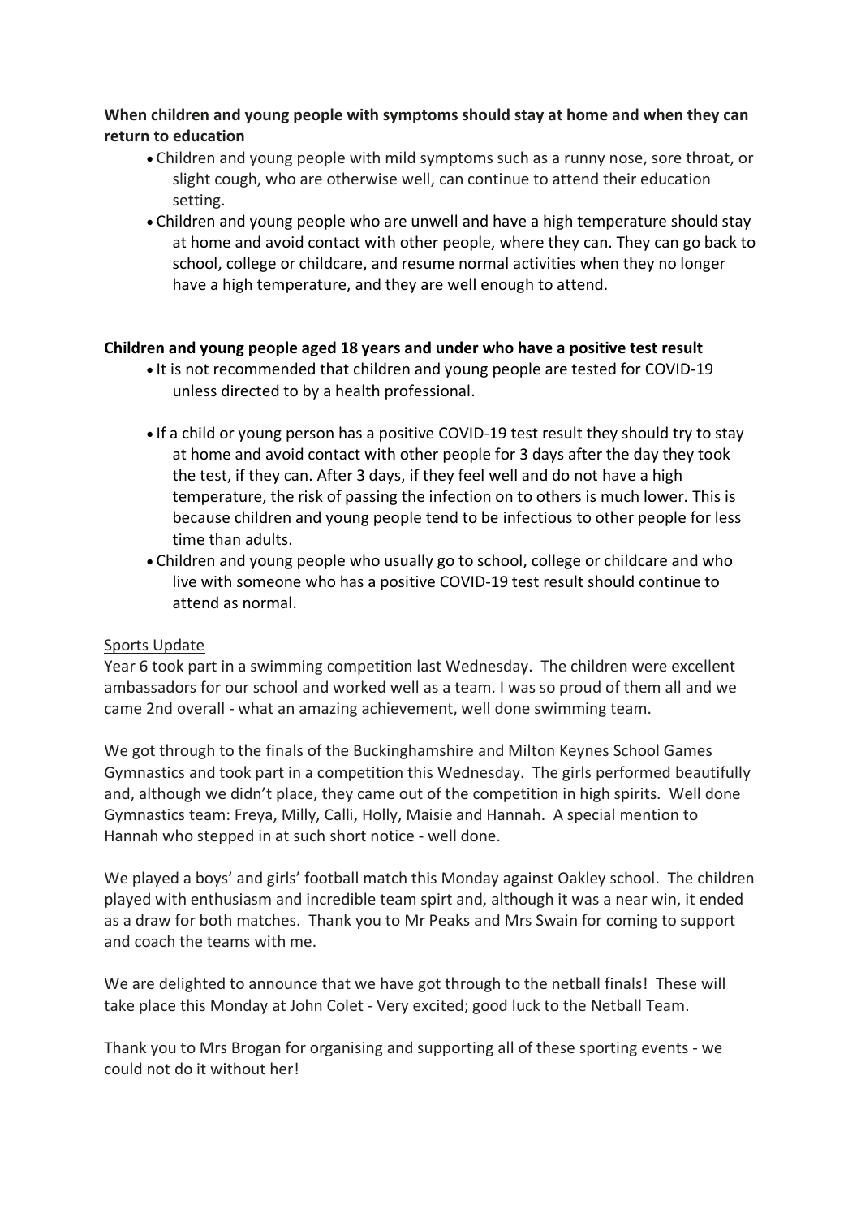**When children and young people with symptoms should stay at home and when they can return to education**

- Children and young people with mild symptoms such as a runny nose, sore throat, or slight cough, who are otherwise well, can continue to attend their education setting.
- Children and young people who are unwell and have a high temperature should stay at home and avoid contact with other people, where they can. They can go back to school, college or childcare, and resume normal activities when they no longer have a high temperature, and they are well enough to attend.

**Children and young people aged 18 years and under who have a positive test result**

- It is not recommended that children and young people are tested for COVID-19 unless directed to by a health professional.
- If a child or young person has a positive COVID-19 test result they should try to stay at home and avoid contact with other people for 3 days after the day they took the test, if they can. After 3 days, if they feel well and do not have a high temperature, the risk of passing the infection on to others is much lower. This is because children and young people tend to be infectious to other people for less time than adults.
- Children and young people who usually go to school, college or childcare and who live with someone who has a positive COVID-19 test result should continue to attend as normal.

<u>Sports Update</u>

Year 6 took part in a swimming competition last Wednesday. The children were excellent ambassadors for our school and worked well as a team. I was so proud of them all and we came 2nd overall - what an amazing achievement, well done swimming team.

We got through to the finals of the Buckinghamshire and Milton Keynes School Games Gymnastics and took part in a competition this Wednesday. The girls performed beautifully and, although we didn't place, they came out of the competition in high spirits. Well done Gymnastics team: Freya, Milly, Calli, Holly, Maisie and Hannah. A special mention to Hannah who stepped in at such short notice - well done.

We played a boys' and girls' football match this Monday against Oakley school. The children played with enthusiasm and incredible team spirt and, although it was a near win, it ended as a draw for both matches. Thank you to Mr Peaks and Mrs Swain for coming to support and coach the teams with me.

We are delighted to announce that we have got through to the netball finals! These will take place this Monday at John Colet - Very excited; good luck to the Netball Team.

Thank you to Mrs Brogan for organising and supporting all of these sporting events - we could not do it without her!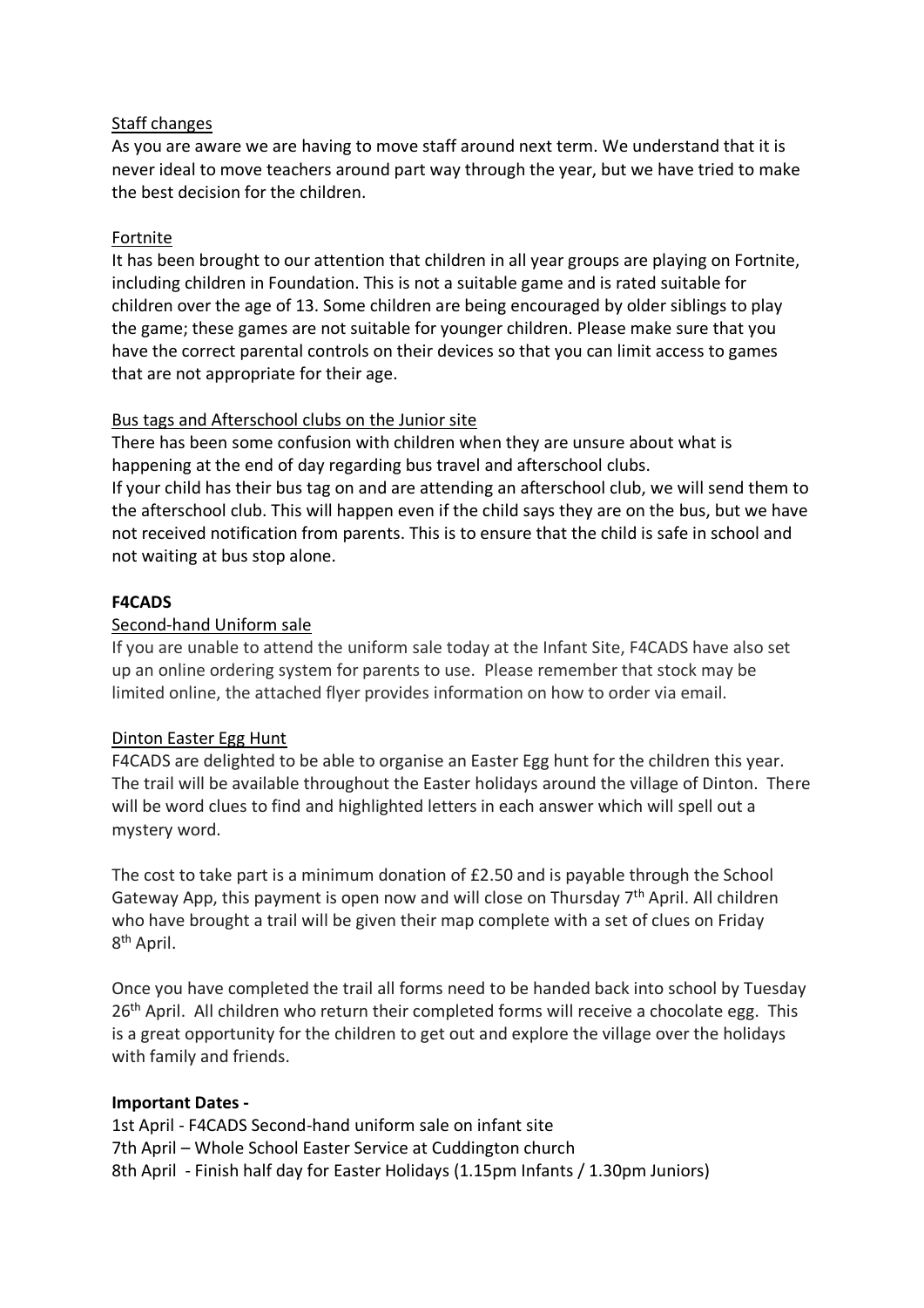Staff changes

As you are aware we are having to move staff around next term. We understand that it is never ideal to move teachers around part way through the year, but we have tried to make the best decision for the children.

Fortnite

It has been brought to our attention that children in all year groups are playing on Fortnite, including children in Foundation. This is not a suitable game and is rated suitable for children over the age of 13. Some children are being encouraged by older siblings to play the game; these games are not suitable for younger children. Please make sure that you have the correct parental controls on their devices so that you can limit access to games that are not appropriate for their age.

Bus tags and Afterschool clubs on the Junior site

There has been some confusion with children when they are unsure about what is happening at the end of day regarding bus travel and afterschool clubs.

If your child has their bus tag on and are attending an afterschool club, we will send them to the afterschool club. This will happen even if the child says they are on the bus, but we have not received notification from parents. This is to ensure that the child is safe in school and not waiting at bus stop alone.

**F4CADS**

Second-hand Uniform sale

If you are unable to attend the uniform sale today at the Infant Site, F4CADS have also set up an online ordering system for parents to use. Please remember that stock may be limited online, the attached flyer provides information on how to order via email.

Dinton Easter Egg Hunt

F4CADS are delighted to be able to organise an Easter Egg hunt for the children this year. The trail will be available throughout the Easter holidays around the village of Dinton. There will be word clues to find and highlighted letters in each answer which will spell out a mystery word.

The cost to take part is a minimum donation of £2.50 and is payable through the School Gateway App, this payment is open now and will close on Thursday 7th April. All children who have brought a trail will be given their map complete with a set of clues on Friday 8th April.

Once you have completed the trail all forms need to be handed back into school by Tuesday 26th April. All children who return their completed forms will receive a chocolate egg. This is a great opportunity for the children to get out and explore the village over the holidays with family and friends.

**Important Dates -**

1st April - F4CADS Second-hand uniform sale on infant site
7th April – Whole School Easter Service at Cuddington church
8th April - Finish half day for Easter Holidays (1.15pm Infants / 1.30pm Juniors)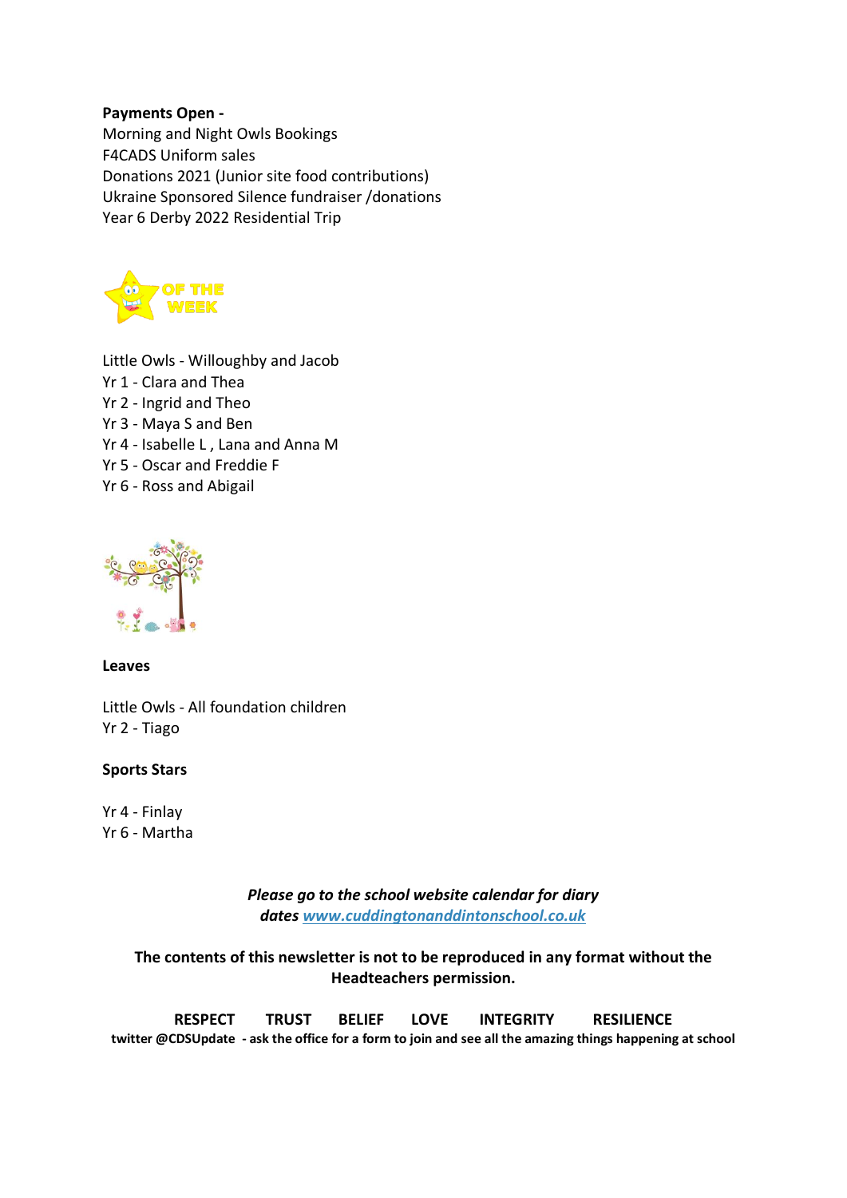**Payments Open -**

Morning and Night Owls Bookings
F4CADS Uniform sales
Donations 2021 (Junior site food contributions)
Ukraine Sponsored Silence fundraiser /donations
Year 6 Derby 2022 Residential Trip

**OF THE WEEK**

Little Owls - Willoughby and Jacob
Yr 1 - Clara and Thea
Yr 2 - Ingrid and Theo
Yr 3 - Maya S and Ben
Yr 4 - Isabelle L , Lana and Anna M
Yr 5 - Oscar and Freddie F
Yr 6 - Ross and Abigail

**Leaves**

Little Owls - All foundation children
Yr 2 - Tiago

**Sports Stars**

Yr 4 - Finlay
Yr 6 - Martha

***Please go to the school website calendar for diary dates [www.cuddingtonanddintonschool.co.uk](http://www.cuddingtonanddintonschool.co.uk)***

**The contents of this newsletter is not to be reproduced in any format without the Headteachers permission.**

**RESPECT TRUST BELIEF LOVE INTEGRITY RESILIENCE**

**twitter @CDSUpdate - ask the office for a form to join and see all the amazing things happening at school**